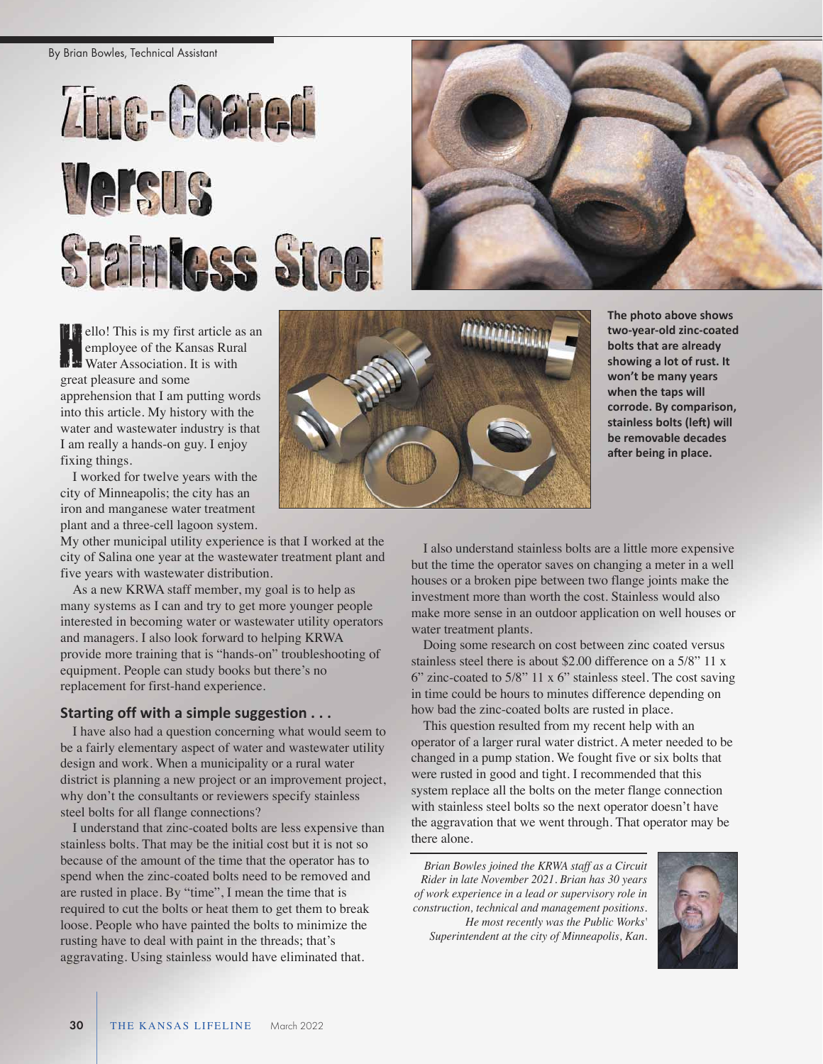By Brian Bowles, Technical Assistant

# Zinc-Coated Versus Stainless Steel

The photo above shows two-year-old zinc-coated bolts that are already showing a lot of rust. It won't be many years when the taps will corrode. By comparison, stainless bolts (left) will be removable decades after being in place.

Hello! This is my first article as an employee of the Kansas Rural Water Association. It is with great pleasure and some apprehension that I am putting words into this article. My history with the water and wastewater industry is that I am really a hands-on guy. I enjoy fixing things.

I worked for twelve years with the city of Minneapolis; the city has an iron and manganese water treatment plant and a three-cell lagoon system. My other municipal utility experience is that I worked at the city of Salina one year at the wastewater treatment plant and five years with wastewater distribution.

As a new KRWA staff member, my goal is to help as many systems as I can and try to get more younger people interested in becoming water or wastewater utility operators and managers. I also look forward to helping KRWA provide more training that is "hands-on" troubleshooting of equipment. People can study books but there's no replacement for first-hand experience.

## Starting off with a simple suggestion . . .

I have also had a question concerning what would seem to be a fairly elementary aspect of water and wastewater utility design and work. When a municipality or a rural water district is planning a new project or an improvement project, why don't the consultants or reviewers specify stainless steel bolts for all flange connections?

I understand that zinc-coated bolts are less expensive than stainless bolts. That may be the initial cost but it is not so because of the amount of the time that the operator has to spend when the zinc-coated bolts need to be removed and are rusted in place. By "time", I mean the time that is required to cut the bolts or heat them to get them to break loose. People who have painted the bolts to minimize the rusting have to deal with paint in the threads; that's aggravating. Using stainless would have eliminated that.

I also understand stainless bolts are a little more expensive but the time the operator saves on changing a meter in a well houses or a broken pipe between two flange joints make the investment more than worth the cost. Stainless would also make more sense in an outdoor application on well houses or water treatment plants.

Doing some research on cost between zinc coated versus stainless steel there is about $2.00 difference on a 5/8" 11 x 6" zinc-coated to 5/8" 11 x 6" stainless steel. The cost saving in time could be hours to minutes difference depending on how bad the zinc-coated bolts are rusted in place.

This question resulted from my recent help with an operator of a larger rural water district. A meter needed to be changed in a pump station. We fought five or six bolts that were rusted in good and tight. I recommended that this system replace all the bolts on the meter flange connection with stainless steel bolts so the next operator doesn't have the aggravation that we went through. That operator may be there alone.

*Brian Bowles joined the KRWA staff as a Circuit Rider in late November 2021. Brian has 30 years of work experience in a lead or supervisory role in construction, technical and management positions. He most recently was the Public Works' Superintendent at the city of Minneapolis, Kan.*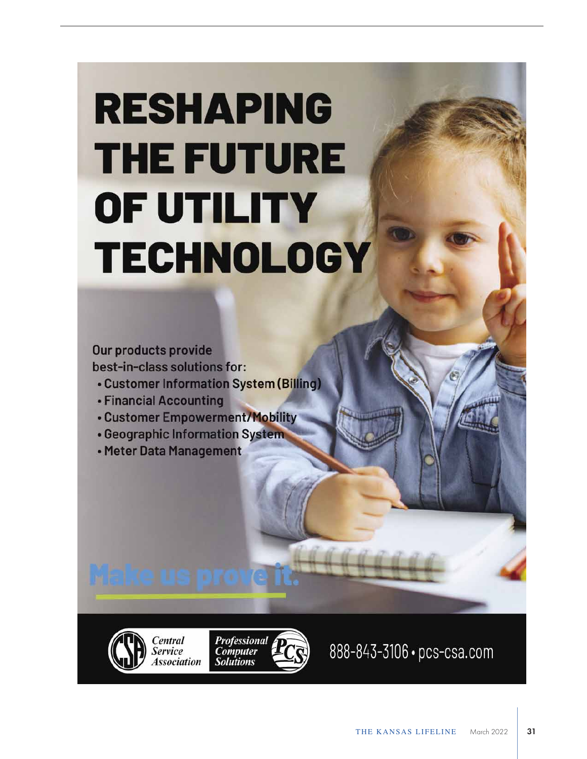# RESHAPING THE FUTURE OF UTILITY TECHNOLOGY

Our products provide best-in-class solutions for:

- Customer Information System (Billing)
- Financial Accounting
- Customer Empowerment/Mobility
- Geographic Information System
- Meter Data Management

Make us prove it.

Central Service Association

Professional Computer Solutions

888-843-3106 • pcs-csa.com